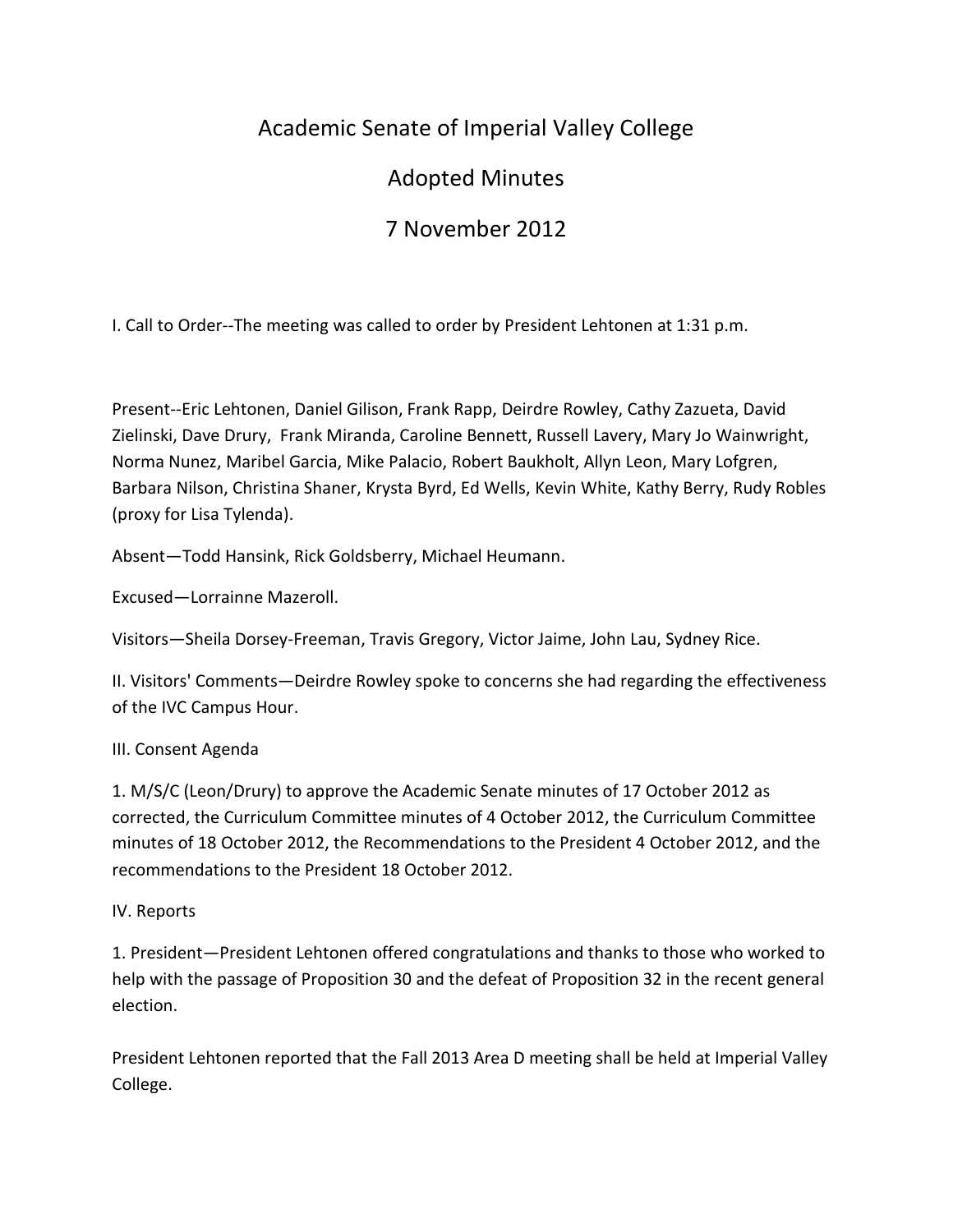# Academic Senate of Imperial Valley College

## Adopted Minutes

## 7 November 2012

I. Call to Order--The meeting was called to order by President Lehtonen at 1:31 p.m.

Present--Eric Lehtonen, Daniel Gilison, Frank Rapp, Deirdre Rowley, Cathy Zazueta, David Zielinski, Dave Drury, Frank Miranda, Caroline Bennett, Russell Lavery, Mary Jo Wainwright, Norma Nunez, Maribel Garcia, Mike Palacio, Robert Baukholt, Allyn Leon, Mary Lofgren, Barbara Nilson, Christina Shaner, Krysta Byrd, Ed Wells, Kevin White, Kathy Berry, Rudy Robles (proxy for Lisa Tylenda).

Absent—Todd Hansink, Rick Goldsberry, Michael Heumann.

Excused—Lorrainne Mazeroll.

Visitors—Sheila Dorsey-Freeman, Travis Gregory, Victor Jaime, John Lau, Sydney Rice.

II. Visitors' Comments—Deirdre Rowley spoke to concerns she had regarding the effectiveness of the IVC Campus Hour.

III. Consent Agenda

1. M/S/C (Leon/Drury) to approve the Academic Senate minutes of 17 October 2012 as corrected, the Curriculum Committee minutes of 4 October 2012, the Curriculum Committee minutes of 18 October 2012, the Recommendations to the President 4 October 2012, and the recommendations to the President 18 October 2012.

IV. Reports

1. President—President Lehtonen offered congratulations and thanks to those who worked to help with the passage of Proposition 30 and the defeat of Proposition 32 in the recent general election.

President Lehtonen reported that the Fall 2013 Area D meeting shall be held at Imperial Valley College.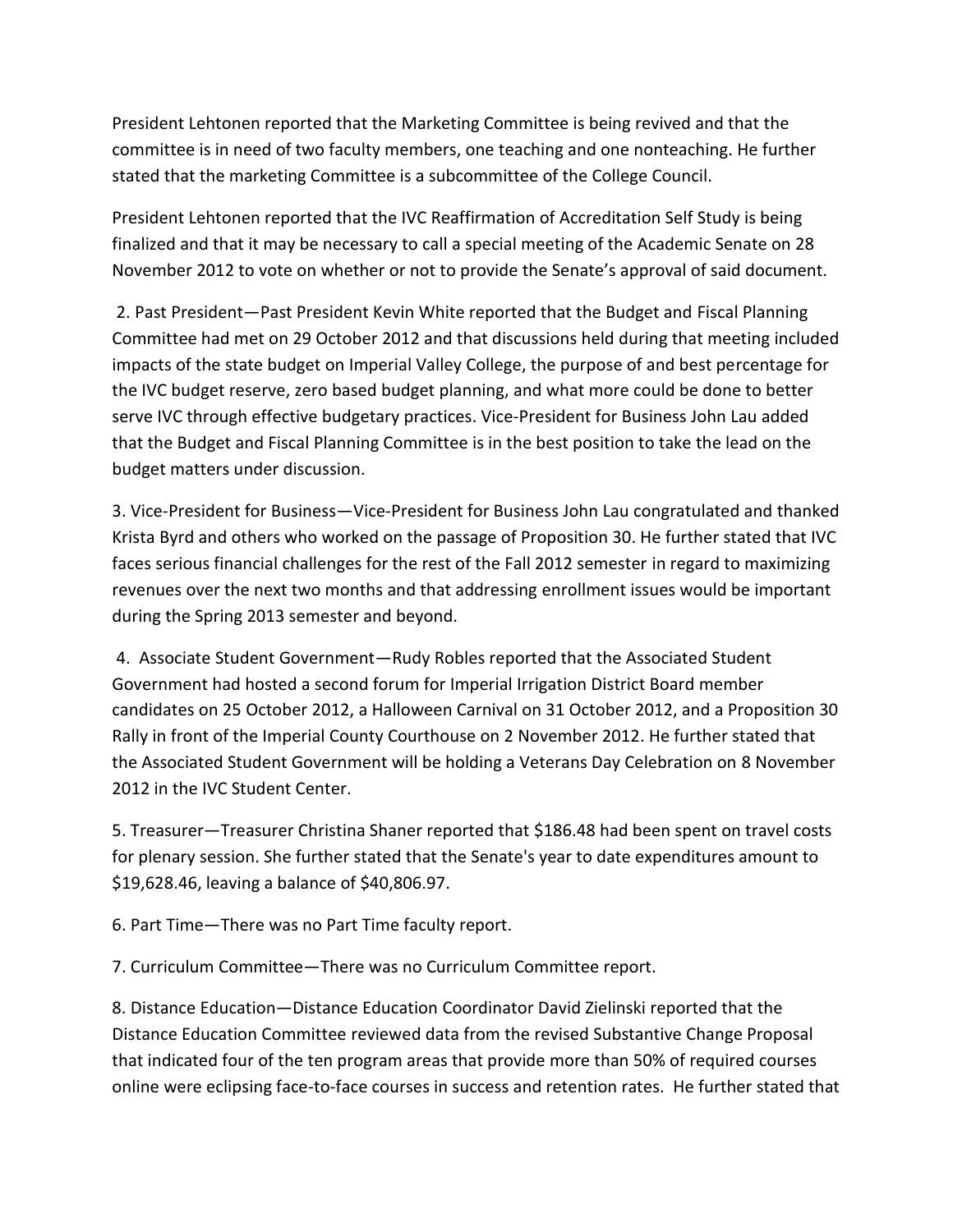President Lehtonen reported that the Marketing Committee is being revived and that the committee is in need of two faculty members, one teaching and one nonteaching. He further stated that the marketing Committee is a subcommittee of the College Council.

President Lehtonen reported that the IVC Reaffirmation of Accreditation Self Study is being finalized and that it may be necessary to call a special meeting of the Academic Senate on 28 November 2012 to vote on whether or not to provide the Senate's approval of said document.

2. Past President—Past President Kevin White reported that the Budget and Fiscal Planning Committee had met on 29 October 2012 and that discussions held during that meeting included impacts of the state budget on Imperial Valley College, the purpose of and best percentage for the IVC budget reserve, zero based budget planning, and what more could be done to better serve IVC through effective budgetary practices. Vice-President for Business John Lau added that the Budget and Fiscal Planning Committee is in the best position to take the lead on the budget matters under discussion.

3. Vice-President for Business—Vice-President for Business John Lau congratulated and thanked Krista Byrd and others who worked on the passage of Proposition 30. He further stated that IVC faces serious financial challenges for the rest of the Fall 2012 semester in regard to maximizing revenues over the next two months and that addressing enrollment issues would be important during the Spring 2013 semester and beyond.

4. Associate Student Government—Rudy Robles reported that the Associated Student Government had hosted a second forum for Imperial Irrigation District Board member candidates on 25 October 2012, a Halloween Carnival on 31 October 2012, and a Proposition 30 Rally in front of the Imperial County Courthouse on 2 November 2012. He further stated that the Associated Student Government will be holding a Veterans Day Celebration on 8 November 2012 in the IVC Student Center.

5. Treasurer—Treasurer Christina Shaner reported that $186.48 had been spent on travel costs for plenary session. She further stated that the Senate's year to date expenditures amount to $19,628.46, leaving a balance of $40,806.97.

6. Part Time—There was no Part Time faculty report.

7. Curriculum Committee—There was no Curriculum Committee report.

8. Distance Education—Distance Education Coordinator David Zielinski reported that the Distance Education Committee reviewed data from the revised Substantive Change Proposal that indicated four of the ten program areas that provide more than 50% of required courses online were eclipsing face-to-face courses in success and retention rates. He further stated that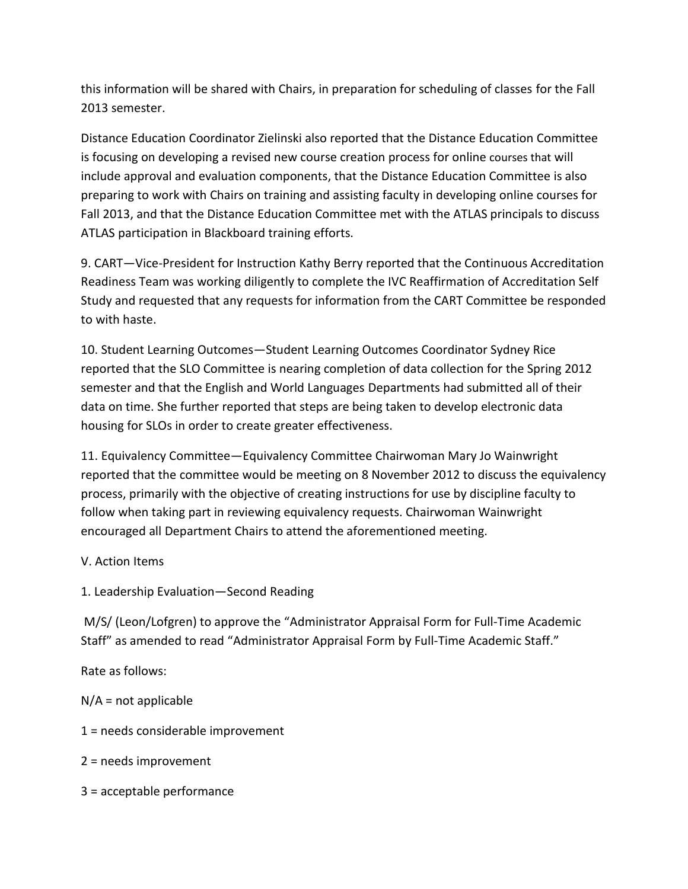this information will be shared with Chairs, in preparation for scheduling of classes for the Fall 2013 semester.

Distance Education Coordinator Zielinski also reported that the Distance Education Committee is focusing on developing a revised new course creation process for online courses that will include approval and evaluation components, that the Distance Education Committee is also preparing to work with Chairs on training and assisting faculty in developing online courses for Fall 2013, and that the Distance Education Committee met with the ATLAS principals to discuss ATLAS participation in Blackboard training efforts.

9. CART—Vice-President for Instruction Kathy Berry reported that the Continuous Accreditation Readiness Team was working diligently to complete the IVC Reaffirmation of Accreditation Self Study and requested that any requests for information from the CART Committee be responded to with haste.

10. Student Learning Outcomes—Student Learning Outcomes Coordinator Sydney Rice reported that the SLO Committee is nearing completion of data collection for the Spring 2012 semester and that the English and World Languages Departments had submitted all of their data on time. She further reported that steps are being taken to develop electronic data housing for SLOs in order to create greater effectiveness.

11. Equivalency Committee—Equivalency Committee Chairwoman Mary Jo Wainwright reported that the committee would be meeting on 8 November 2012 to discuss the equivalency process, primarily with the objective of creating instructions for use by discipline faculty to follow when taking part in reviewing equivalency requests. Chairwoman Wainwright encouraged all Department Chairs to attend the aforementioned meeting.

V. Action Items

1. Leadership Evaluation—Second Reading

M/S/ (Leon/Lofgren) to approve the "Administrator Appraisal Form for Full-Time Academic Staff" as amended to read "Administrator Appraisal Form by Full-Time Academic Staff."

Rate as follows:

N/A = not applicable

1 = needs considerable improvement

2 = needs improvement

3 = acceptable performance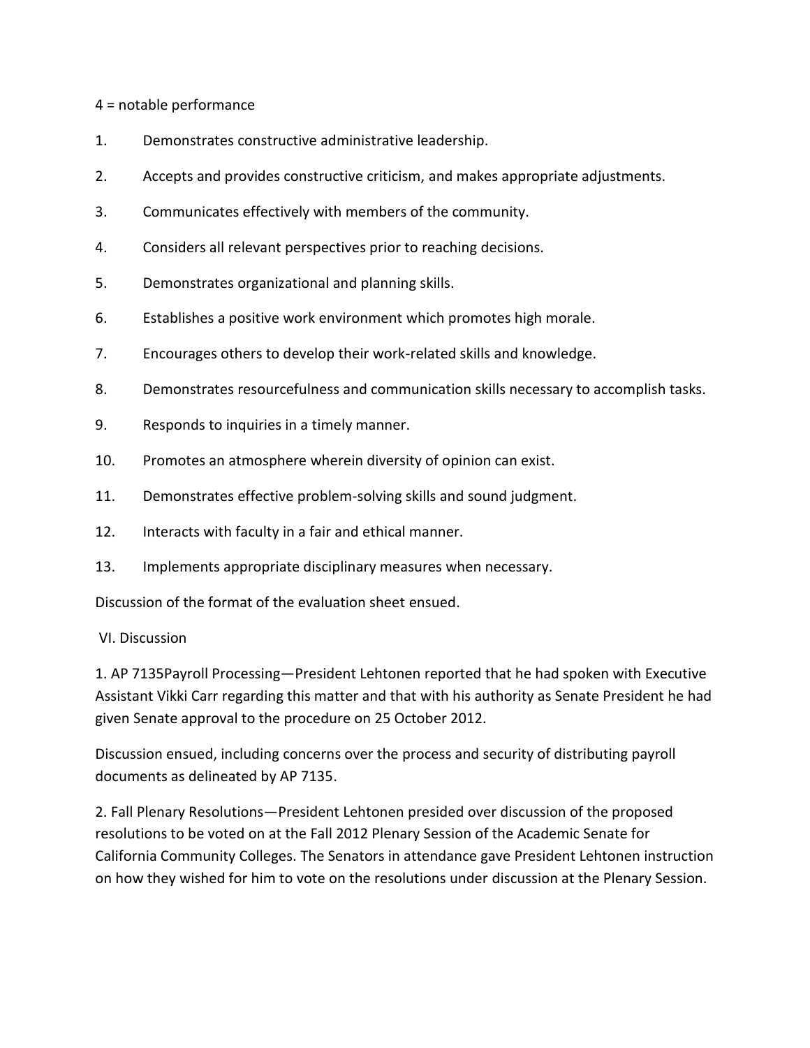4 = notable performance

1. Demonstrates constructive administrative leadership.
2. Accepts and provides constructive criticism, and makes appropriate adjustments.
3. Communicates effectively with members of the community.
4. Considers all relevant perspectives prior to reaching decisions.
5. Demonstrates organizational and planning skills.
6. Establishes a positive work environment which promotes high morale.
7. Encourages others to develop their work-related skills and knowledge.
8. Demonstrates resourcefulness and communication skills necessary to accomplish tasks.
9. Responds to inquiries in a timely manner.
10. Promotes an atmosphere wherein diversity of opinion can exist.
11. Demonstrates effective problem-solving skills and sound judgment.
12. Interacts with faculty in a fair and ethical manner.
13. Implements appropriate disciplinary measures when necessary.

Discussion of the format of the evaluation sheet ensued.

VI. Discussion

1. AP 7135Payroll Processing—President Lehtonen reported that he had spoken with Executive Assistant Vikki Carr regarding this matter and that with his authority as Senate President he had given Senate approval to the procedure on 25 October 2012.

Discussion ensued, including concerns over the process and security of distributing payroll documents as delineated by AP 7135.

2. Fall Plenary Resolutions—President Lehtonen presided over discussion of the proposed resolutions to be voted on at the Fall 2012 Plenary Session of the Academic Senate for California Community Colleges. The Senators in attendance gave President Lehtonen instruction on how they wished for him to vote on the resolutions under discussion at the Plenary Session.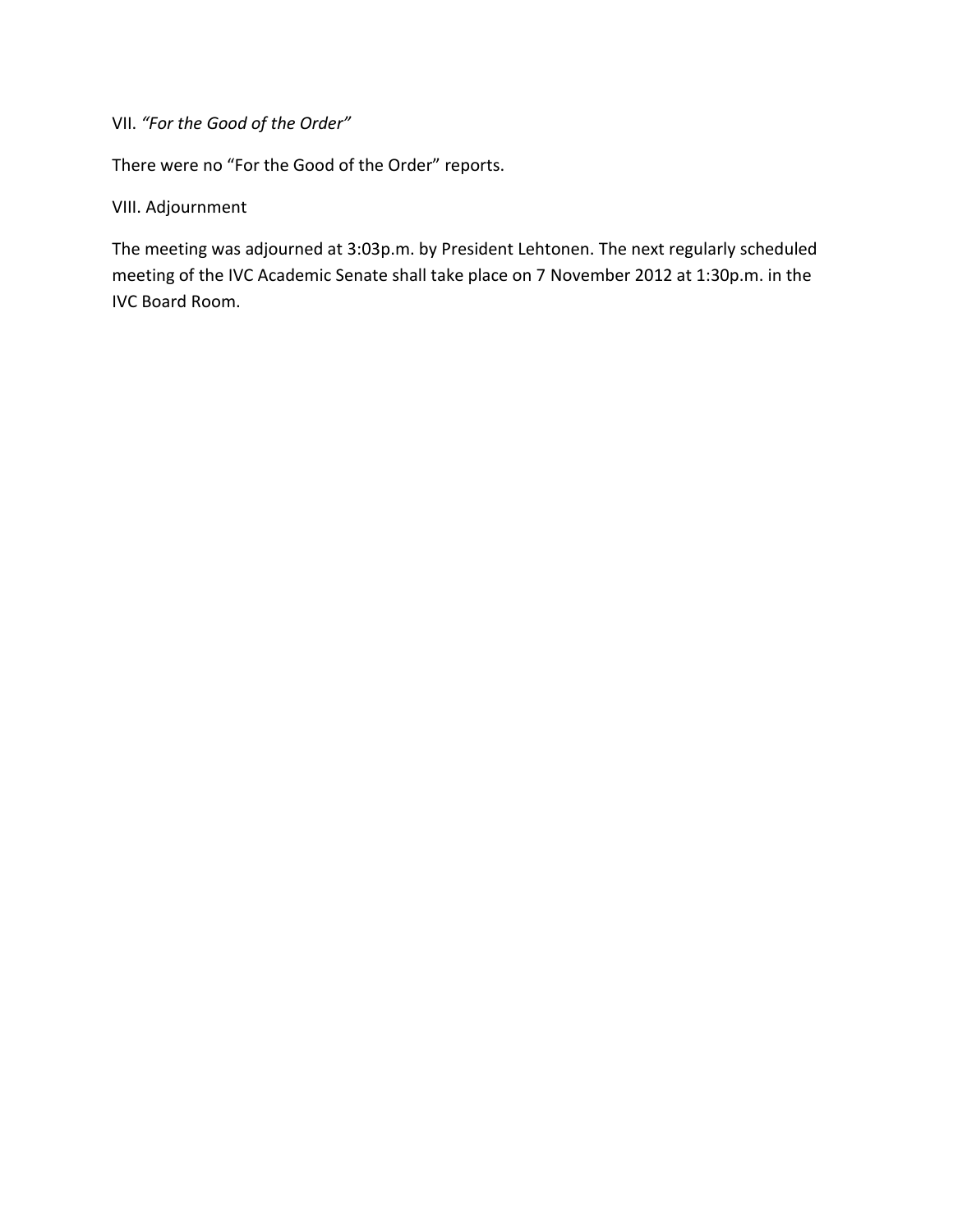VII. *"For the Good of the Order"*

There were no "For the Good of the Order" reports.

VIII. Adjournment

The meeting was adjourned at 3:03p.m. by President Lehtonen. The next regularly scheduled meeting of the IVC Academic Senate shall take place on 7 November 2012 at 1:30p.m. in the IVC Board Room.